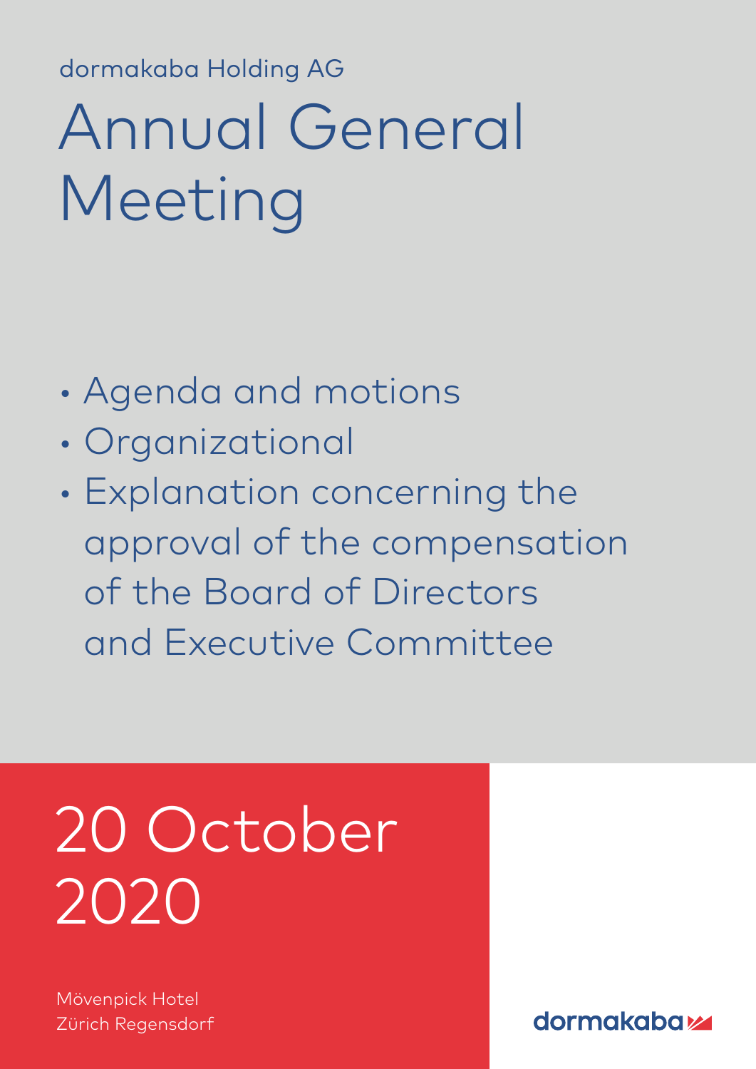dormakaba Holding AG

# Annual General Meeting

- Agenda and motions
- Organizational
- Explanation concerning the approval of the compensation of the Board of Directors and Executive Committee

## 20 October 2020

Mövenpick Hotel
Zürich Regensdorf

dormakaba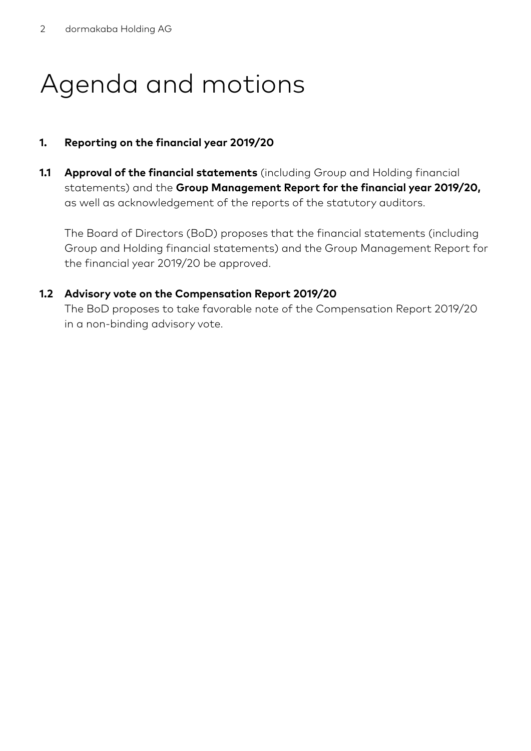# Agenda and motions

**1. Reporting on the financial year 2019/20**

**1.1 Approval of the financial statements** (including Group and Holding financial statements) and the **Group Management Report for the financial year 2019/20,** as well as acknowledgement of the reports of the statutory auditors.

The Board of Directors (BoD) proposes that the financial statements (including Group and Holding financial statements) and the Group Management Report for the financial year 2019/20 be approved.

**1.2 Advisory vote on the Compensation Report 2019/20**

The BoD proposes to take favorable note of the Compensation Report 2019/20 in a non-binding advisory vote.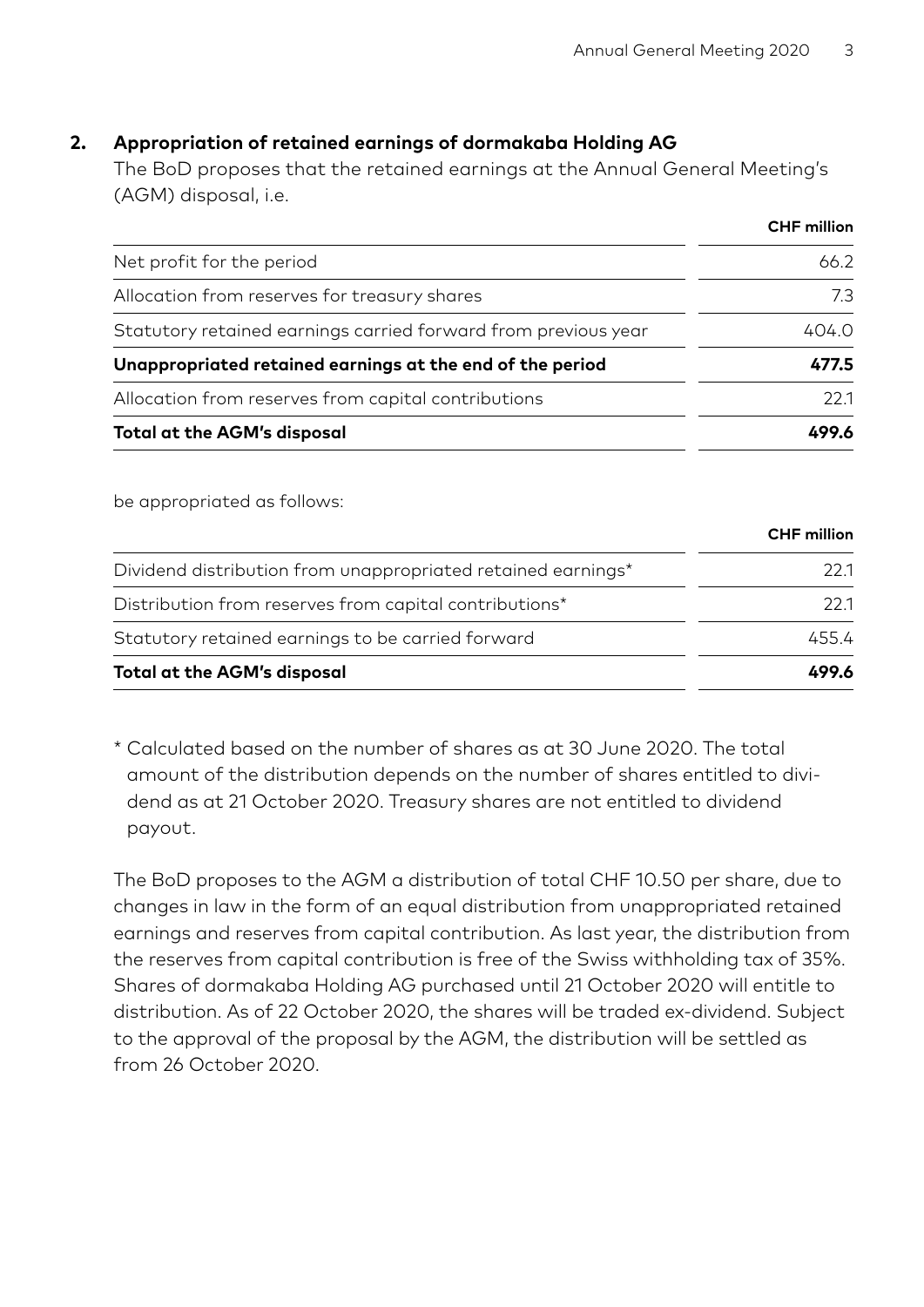## 2. Appropriation of retained earnings of dormakaba Holding AG

The BoD proposes that the retained earnings at the Annual General Meeting's (AGM) disposal, i.e.

| | CHF million |
|---|---|
| Net profit for the period | 66.2 |
| Allocation from reserves for treasury shares | 7.3 |
| Statutory retained earnings carried forward from previous year | 404.0 |
| **Unappropriated retained earnings at the end of the period** | **477.5** |
| Allocation from reserves from capital contributions | 22.1 |
| **Total at the AGM's disposal** | **499.6** |

be appropriated as follows:

| | CHF million |
|---|---|
| Dividend distribution from unappropriated retained earnings* | 22.1 |
| Distribution from reserves from capital contributions* | 22.1 |
| Statutory retained earnings to be carried forward | 455.4 |
| **Total at the AGM's disposal** | **499.6** |

\* Calculated based on the number of shares as at 30 June 2020. The total amount of the distribution depends on the number of shares entitled to dividend as at 21 October 2020. Treasury shares are not entitled to dividend payout.

The BoD proposes to the AGM a distribution of total CHF 10.50 per share, due to changes in law in the form of an equal distribution from unappropriated retained earnings and reserves from capital contribution. As last year, the distribution from the reserves from capital contribution is free of the Swiss withholding tax of 35%. Shares of dormakaba Holding AG purchased until 21 October 2020 will entitle to distribution. As of 22 October 2020, the shares will be traded ex-dividend. Subject to the approval of the proposal by the AGM, the distribution will be settled as from 26 October 2020.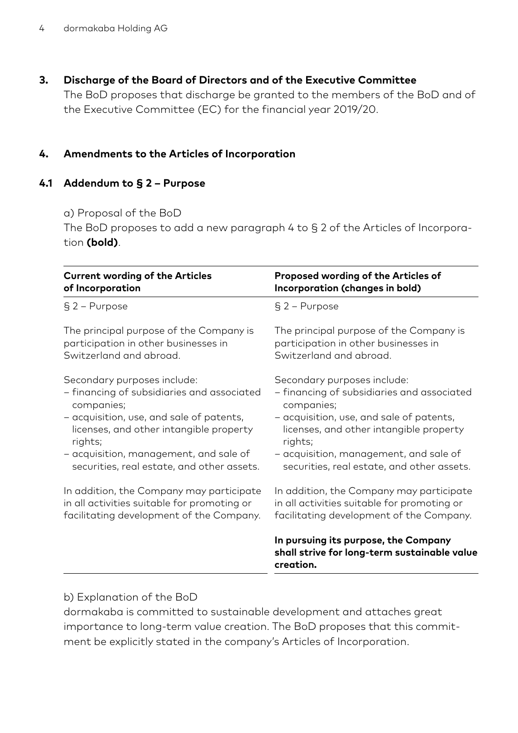## 3. Discharge of the Board of Directors and of the Executive Committee

The BoD proposes that discharge be granted to the members of the BoD and of the Executive Committee (EC) for the financial year 2019/20.

## 4. Amendments to the Articles of Incorporation

### 4.1 Addendum to § 2 – Purpose

a) Proposal of the BoD

The BoD proposes to add a new paragraph 4 to § 2 of the Articles of Incorporation **(bold)**.

| Current wording of the Articles of Incorporation | Proposed wording of the Articles of Incorporation (changes in bold) |
|---|---|
| § 2 – Purpose | § 2 – Purpose |
| The principal purpose of the Company is participation in other businesses in Switzerland and abroad. | The principal purpose of the Company is participation in other businesses in Switzerland and abroad. |
| Secondary purposes include:<br>– financing of subsidiaries and associated companies;<br>– acquisition, use, and sale of patents, licenses, and other intangible property rights;<br>– acquisition, management, and sale of securities, real estate, and other assets. | Secondary purposes include:<br>– financing of subsidiaries and associated companies;<br>– acquisition, use, and sale of patents, licenses, and other intangible property rights;<br>– acquisition, management, and sale of securities, real estate, and other assets. |
| In addition, the Company may participate in all activities suitable for promoting or facilitating development of the Company. | In addition, the Company may participate in all activities suitable for promoting or facilitating development of the Company. |
| | **In pursuing its purpose, the Company shall strive for long-term sustainable value creation.** |

b) Explanation of the BoD

dormakaba is committed to sustainable development and attaches great importance to long-term value creation. The BoD proposes that this commitment be explicitly stated in the company's Articles of Incorporation.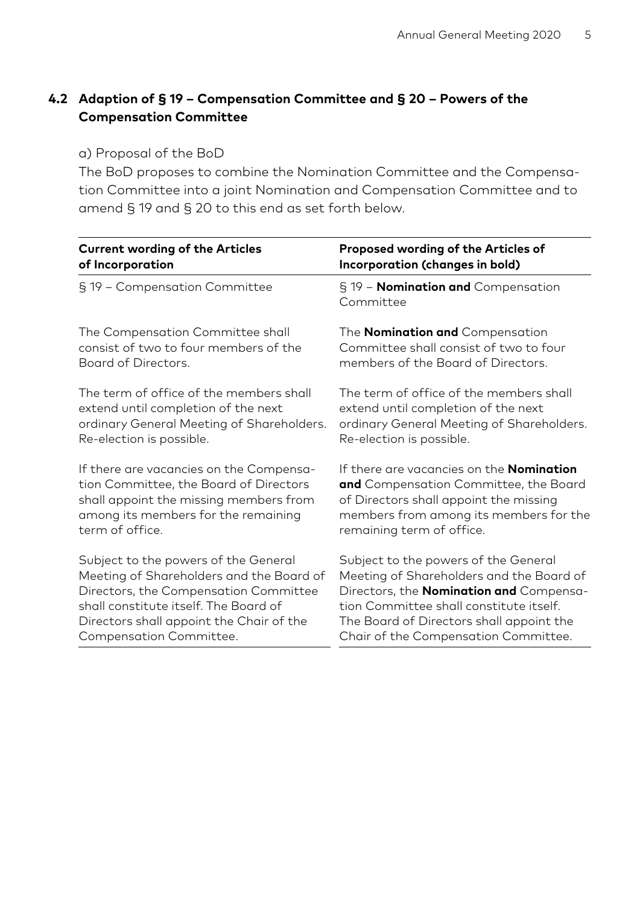### 4.2 Adaption of § 19 – Compensation Committee and § 20 – Powers of the Compensation Committee

a) Proposal of the BoD

The BoD proposes to combine the Nomination Committee and the Compensation Committee into a joint Nomination and Compensation Committee and to amend § 19 and § 20 to this end as set forth below.

| Current wording of the Articles of Incorporation | Proposed wording of the Articles of Incorporation (changes in bold) |
|---|---|
| § 19 – Compensation Committee | § 19 – **Nomination and** Compensation Committee |
| The Compensation Committee shall consist of two to four members of the Board of Directors. | The **Nomination and** Compensation Committee shall consist of two to four members of the Board of Directors. |
| The term of office of the members shall extend until completion of the next ordinary General Meeting of Shareholders. Re-election is possible. | The term of office of the members shall extend until completion of the next ordinary General Meeting of Shareholders. Re-election is possible. |
| If there are vacancies on the Compensation Committee, the Board of Directors shall appoint the missing members from among its members for the remaining term of office. | If there are vacancies on the **Nomination and** Compensation Committee, the Board of Directors shall appoint the missing members from among its members for the remaining term of office. |
| Subject to the powers of the General Meeting of Shareholders and the Board of Directors, the Compensation Committee shall constitute itself. The Board of Directors shall appoint the Chair of the Compensation Committee. | Subject to the powers of the General Meeting of Shareholders and the Board of Directors, the **Nomination and** Compensation Committee shall constitute itself. The Board of Directors shall appoint the Chair of the Compensation Committee. |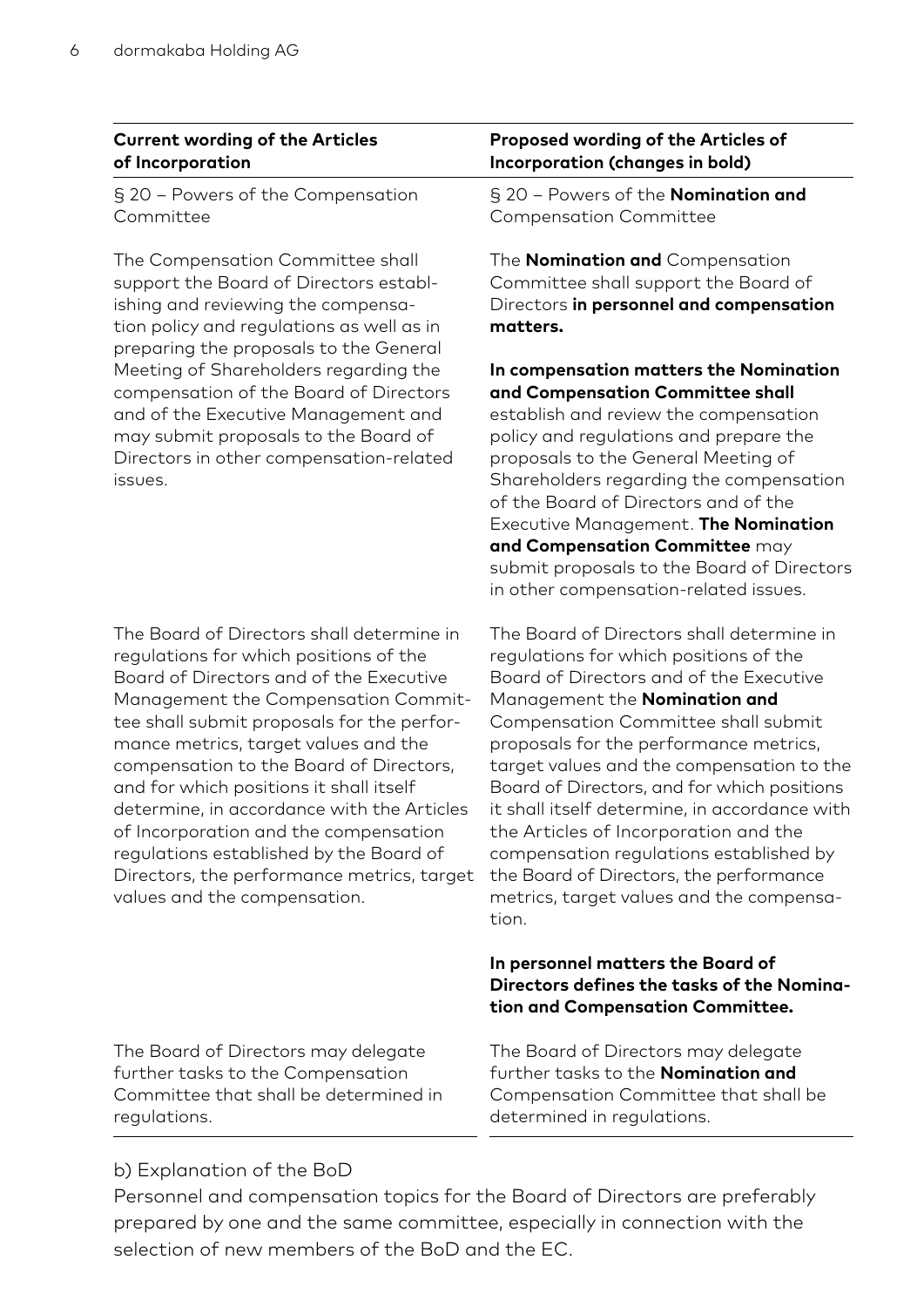| Current wording of the Articles of Incorporation | Proposed wording of the Articles of Incorporation (changes in bold) |
| --- | --- |
| § 20 – Powers of the Compensation Committee | § 20 – Powers of the **Nomination and** Compensation Committee |
| The Compensation Committee shall support the Board of Directors establishing and reviewing the compensation policy and regulations as well as in preparing the proposals to the General Meeting of Shareholders regarding the compensation of the Board of Directors and of the Executive Management and may submit proposals to the Board of Directors in other compensation-related issues. | The **Nomination and** Compensation Committee shall support the Board of Directors **in personnel and compensation matters.**<br><br>**In compensation matters the Nomination and Compensation Committee shall** establish and review the compensation policy and regulations and prepare the proposals to the General Meeting of Shareholders regarding the compensation of the Board of Directors and of the Executive Management. **The Nomination and Compensation Committee** may submit proposals to the Board of Directors in other compensation-related issues. |
| The Board of Directors shall determine in regulations for which positions of the Board of Directors and of the Executive Management the Compensation Committee shall submit proposals for the performance metrics, target values and the compensation to the Board of Directors, and for which positions it shall itself determine, in accordance with the Articles of Incorporation and the compensation regulations established by the Board of Directors, the performance metrics, target values and the compensation. | The Board of Directors shall determine in regulations for which positions of the Board of Directors and of the Executive Management the **Nomination and** Compensation Committee shall submit proposals for the performance metrics, target values and the compensation to the Board of Directors, and for which positions it shall itself determine, in accordance with the Articles of Incorporation and the compensation regulations established by the Board of Directors, the performance metrics, target values and the compensation.<br><br>**In personnel matters the Board of Directors defines the tasks of the Nomination and Compensation Committee.** |
| The Board of Directors may delegate further tasks to the Compensation Committee that shall be determined in regulations. | The Board of Directors may delegate further tasks to the **Nomination and** Compensation Committee that shall be determined in regulations. |

b) Explanation of the BoD

Personnel and compensation topics for the Board of Directors are preferably prepared by one and the same committee, especially in connection with the selection of new members of the BoD and the EC.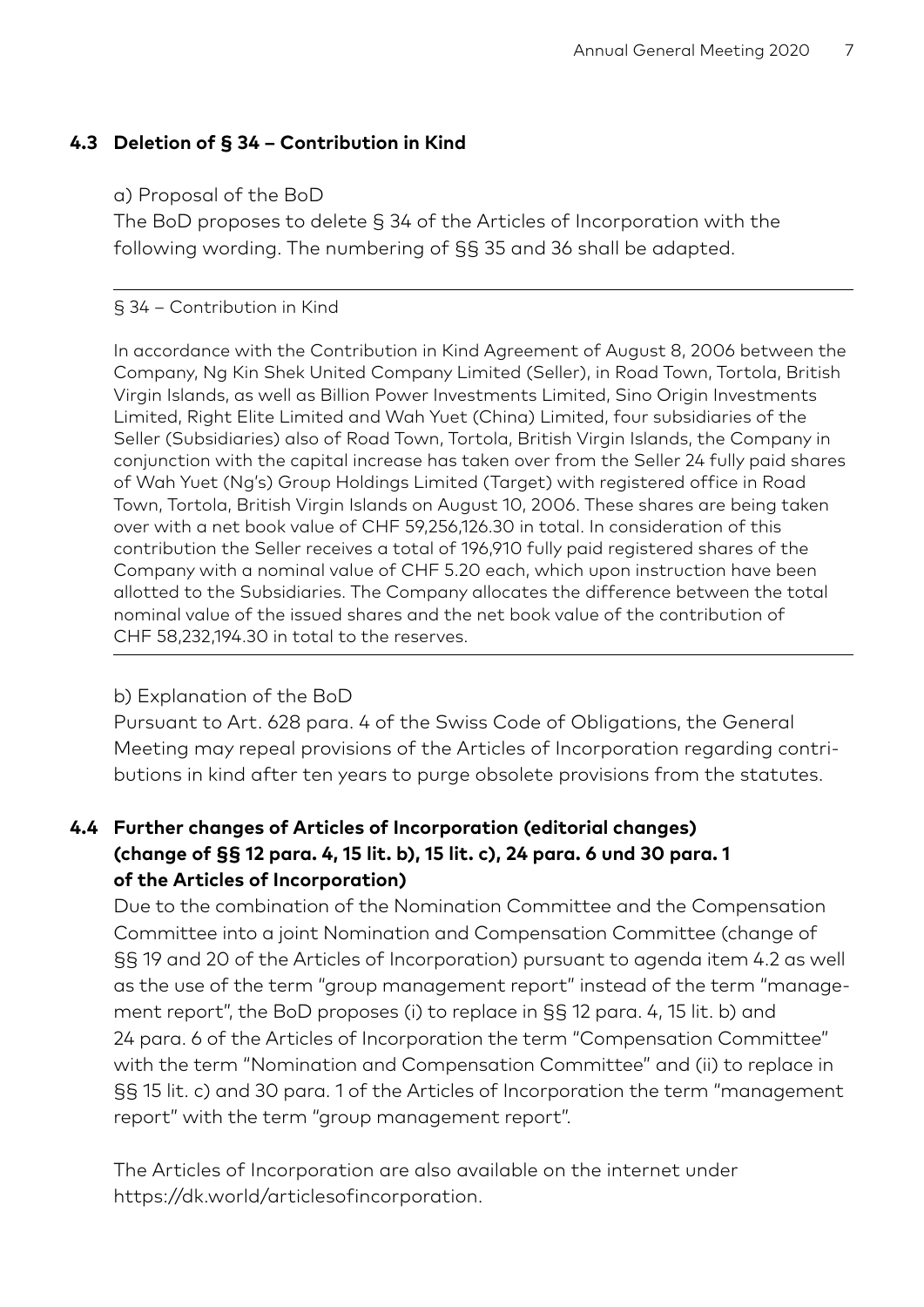### 4.3 Deletion of § 34 – Contribution in Kind

a) Proposal of the BoD

The BoD proposes to delete § 34 of the Articles of Incorporation with the following wording. The numbering of §§ 35 and 36 shall be adapted.

---

§ 34 – Contribution in Kind

In accordance with the Contribution in Kind Agreement of August 8, 2006 between the Company, Ng Kin Shek United Company Limited (Seller), in Road Town, Tortola, British Virgin Islands, as well as Billion Power Investments Limited, Sino Origin Investments Limited, Right Elite Limited and Wah Yuet (China) Limited, four subsidiaries of the Seller (Subsidiaries) also of Road Town, Tortola, British Virgin Islands, the Company in conjunction with the capital increase has taken over from the Seller 24 fully paid shares of Wah Yuet (Ng's) Group Holdings Limited (Target) with registered office in Road Town, Tortola, British Virgin Islands on August 10, 2006. These shares are being taken over with a net book value of CHF 59,256,126.30 in total. In consideration of this contribution the Seller receives a total of 196,910 fully paid registered shares of the Company with a nominal value of CHF 5.20 each, which upon instruction have been allotted to the Subsidiaries. The Company allocates the difference between the total nominal value of the issued shares and the net book value of the contribution of CHF 58,232,194.30 in total to the reserves.

---

b) Explanation of the BoD

Pursuant to Art. 628 para. 4 of the Swiss Code of Obligations, the General Meeting may repeal provisions of the Articles of Incorporation regarding contributions in kind after ten years to purge obsolete provisions from the statutes.

### 4.4 Further changes of Articles of Incorporation (editorial changes) (change of §§ 12 para. 4, 15 lit. b), 15 lit. c), 24 para. 6 und 30 para. 1 of the Articles of Incorporation)

Due to the combination of the Nomination Committee and the Compensation Committee into a joint Nomination and Compensation Committee (change of §§ 19 and 20 of the Articles of Incorporation) pursuant to agenda item 4.2 as well as the use of the term "group management report" instead of the term "management report", the BoD proposes (i) to replace in §§ 12 para. 4, 15 lit. b) and 24 para. 6 of the Articles of Incorporation the term "Compensation Committee" with the term "Nomination and Compensation Committee" and (ii) to replace in §§ 15 lit. c) and 30 para. 1 of the Articles of Incorporation the term "management report" with the term "group management report".

The Articles of Incorporation are also available on the internet under https://dk.world/articlesofincorporation.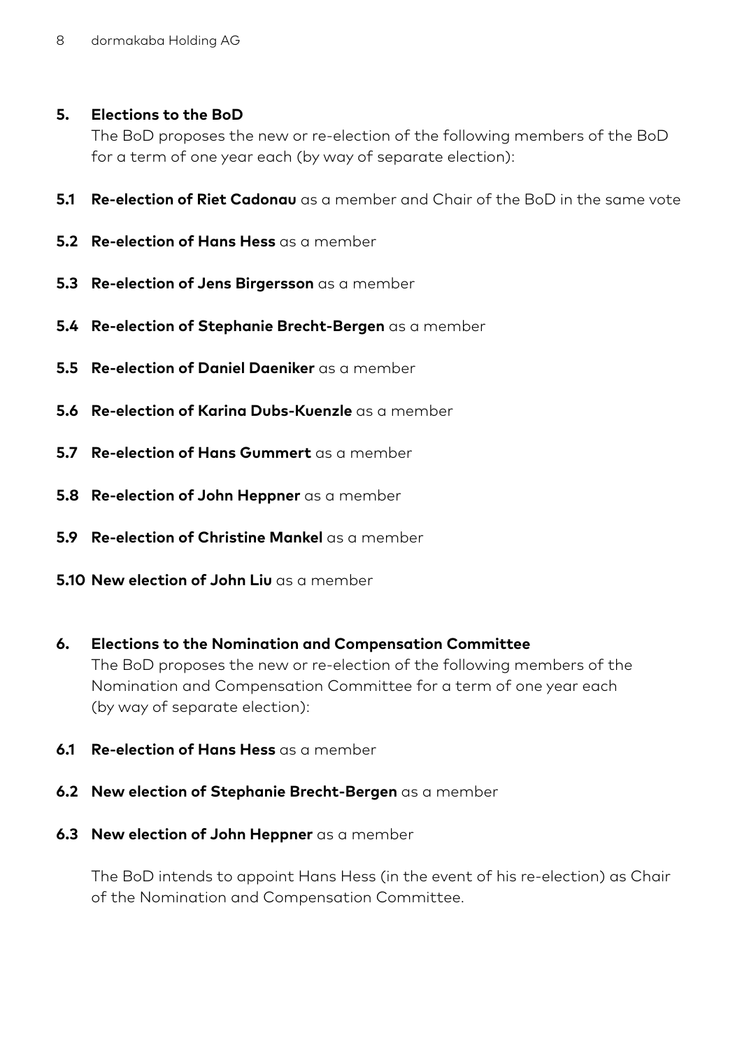## 5. Elections to the BoD

The BoD proposes the new or re-election of the following members of the BoD for a term of one year each (by way of separate election):

**5.1 Re-election of Riet Cadonau** as a member and Chair of the BoD in the same vote

**5.2 Re-election of Hans Hess** as a member

**5.3 Re-election of Jens Birgersson** as a member

**5.4 Re-election of Stephanie Brecht-Bergen** as a member

**5.5 Re-election of Daniel Daeniker** as a member

**5.6 Re-election of Karina Dubs-Kuenzle** as a member

**5.7 Re-election of Hans Gummert** as a member

**5.8 Re-election of John Heppner** as a member

**5.9 Re-election of Christine Mankel** as a member

**5.10 New election of John Liu** as a member

## 6. Elections to the Nomination and Compensation Committee

The BoD proposes the new or re-election of the following members of the Nomination and Compensation Committee for a term of one year each (by way of separate election):

**6.1 Re-election of Hans Hess** as a member

**6.2 New election of Stephanie Brecht-Bergen** as a member

**6.3 New election of John Heppner** as a member

The BoD intends to appoint Hans Hess (in the event of his re-election) as Chair of the Nomination and Compensation Committee.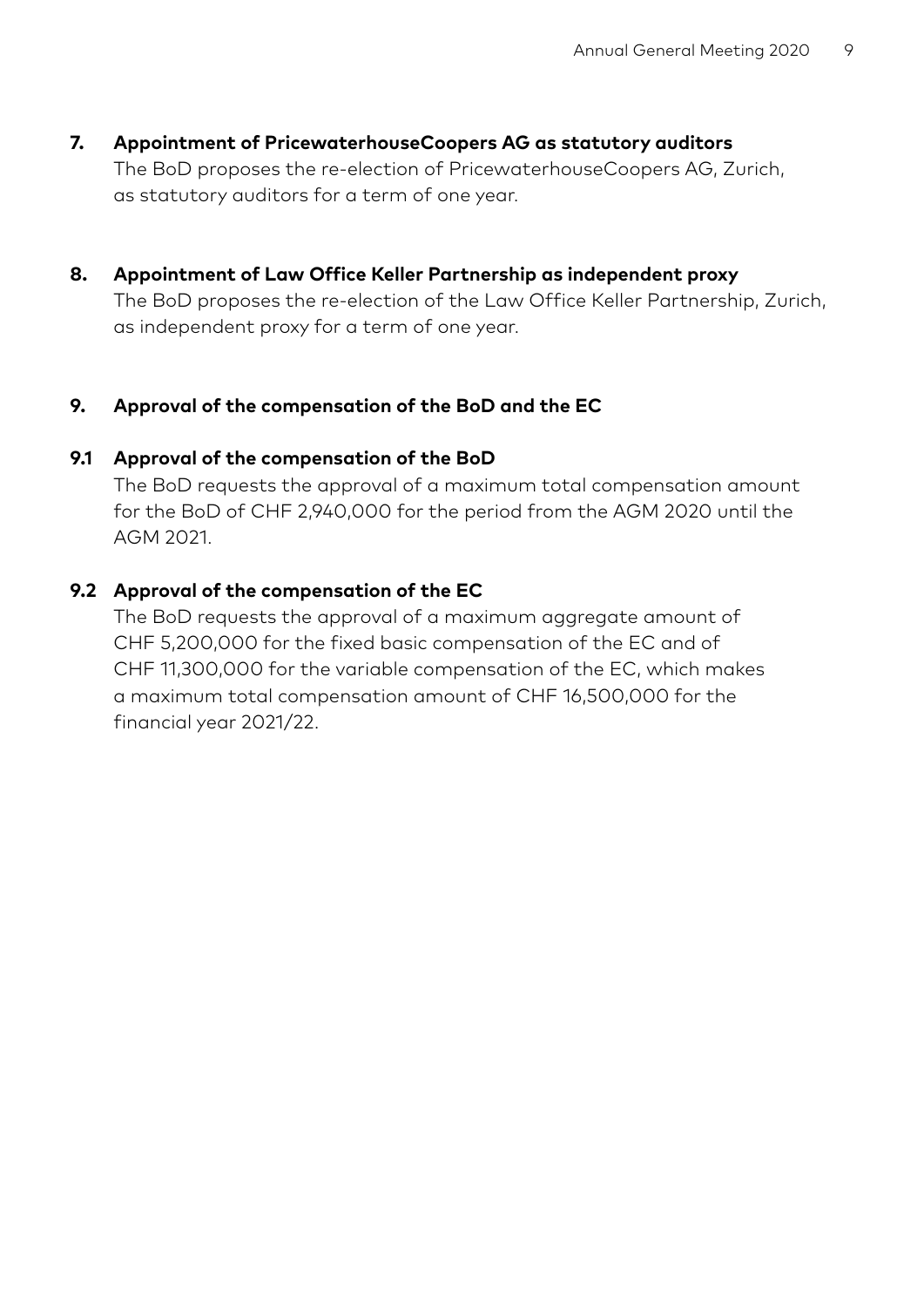## 7. Appointment of PricewaterhouseCoopers AG as statutory auditors

The BoD proposes the re-election of PricewaterhouseCoopers AG, Zurich, as statutory auditors for a term of one year.

## 8. Appointment of Law Office Keller Partnership as independent proxy

The BoD proposes the re-election of the Law Office Keller Partnership, Zurich, as independent proxy for a term of one year.

## 9. Approval of the compensation of the BoD and the EC

### 9.1 Approval of the compensation of the BoD

The BoD requests the approval of a maximum total compensation amount for the BoD of CHF 2,940,000 for the period from the AGM 2020 until the AGM 2021.

### 9.2 Approval of the compensation of the EC

The BoD requests the approval of a maximum aggregate amount of CHF 5,200,000 for the fixed basic compensation of the EC and of CHF 11,300,000 for the variable compensation of the EC, which makes a maximum total compensation amount of CHF 16,500,000 for the financial year 2021/22.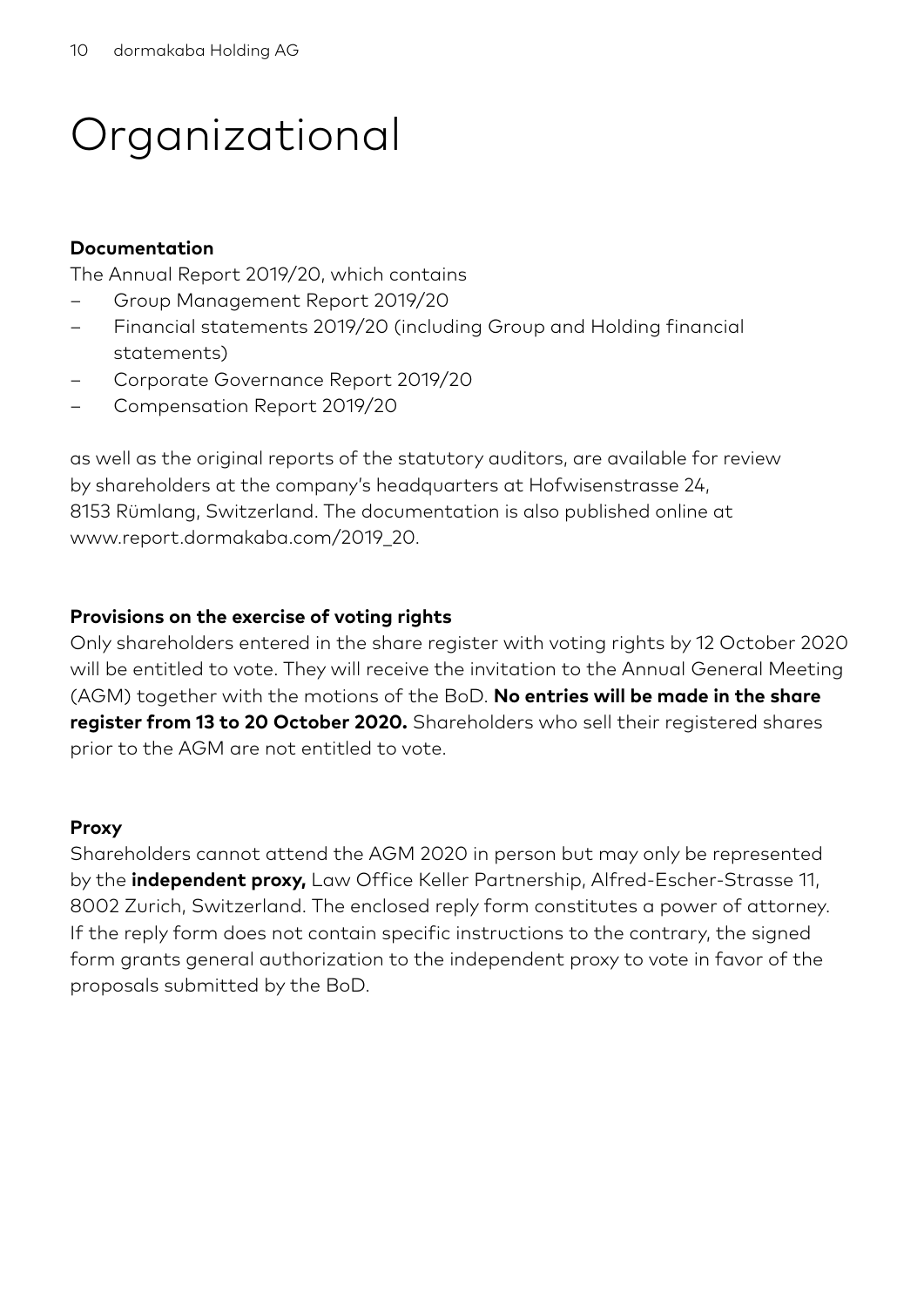# Organizational

**Documentation**

The Annual Report 2019/20, which contains

- Group Management Report 2019/20
- Financial statements 2019/20 (including Group and Holding financial statements)
- Corporate Governance Report 2019/20
- Compensation Report 2019/20

as well as the original reports of the statutory auditors, are available for review by shareholders at the company's headquarters at Hofwisenstrasse 24, 8153 Rümlang, Switzerland. The documentation is also published online at www.report.dormakaba.com/2019_20.

**Provisions on the exercise of voting rights**

Only shareholders entered in the share register with voting rights by 12 October 2020 will be entitled to vote. They will receive the invitation to the Annual General Meeting (AGM) together with the motions of the BoD. **No entries will be made in the share register from 13 to 20 October 2020.** Shareholders who sell their registered shares prior to the AGM are not entitled to vote.

**Proxy**

Shareholders cannot attend the AGM 2020 in person but may only be represented by the **independent proxy,** Law Office Keller Partnership, Alfred-Escher-Strasse 11, 8002 Zurich, Switzerland. The enclosed reply form constitutes a power of attorney. If the reply form does not contain specific instructions to the contrary, the signed form grants general authorization to the independent proxy to vote in favor of the proposals submitted by the BoD.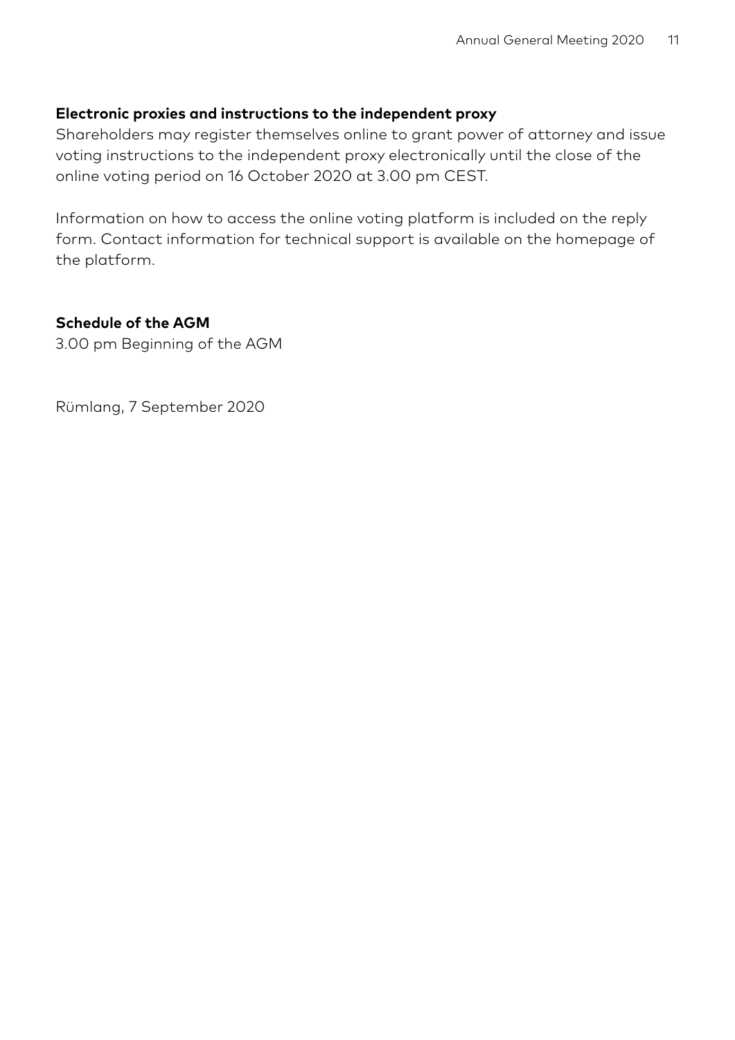**Electronic proxies and instructions to the independent proxy**

Shareholders may register themselves online to grant power of attorney and issue voting instructions to the independent proxy electronically until the close of the online voting period on 16 October 2020 at 3.00 pm CEST.

Information on how to access the online voting platform is included on the reply form. Contact information for technical support is available on the homepage of the platform.

**Schedule of the AGM**

3.00 pm Beginning of the AGM

Rümlang, 7 September 2020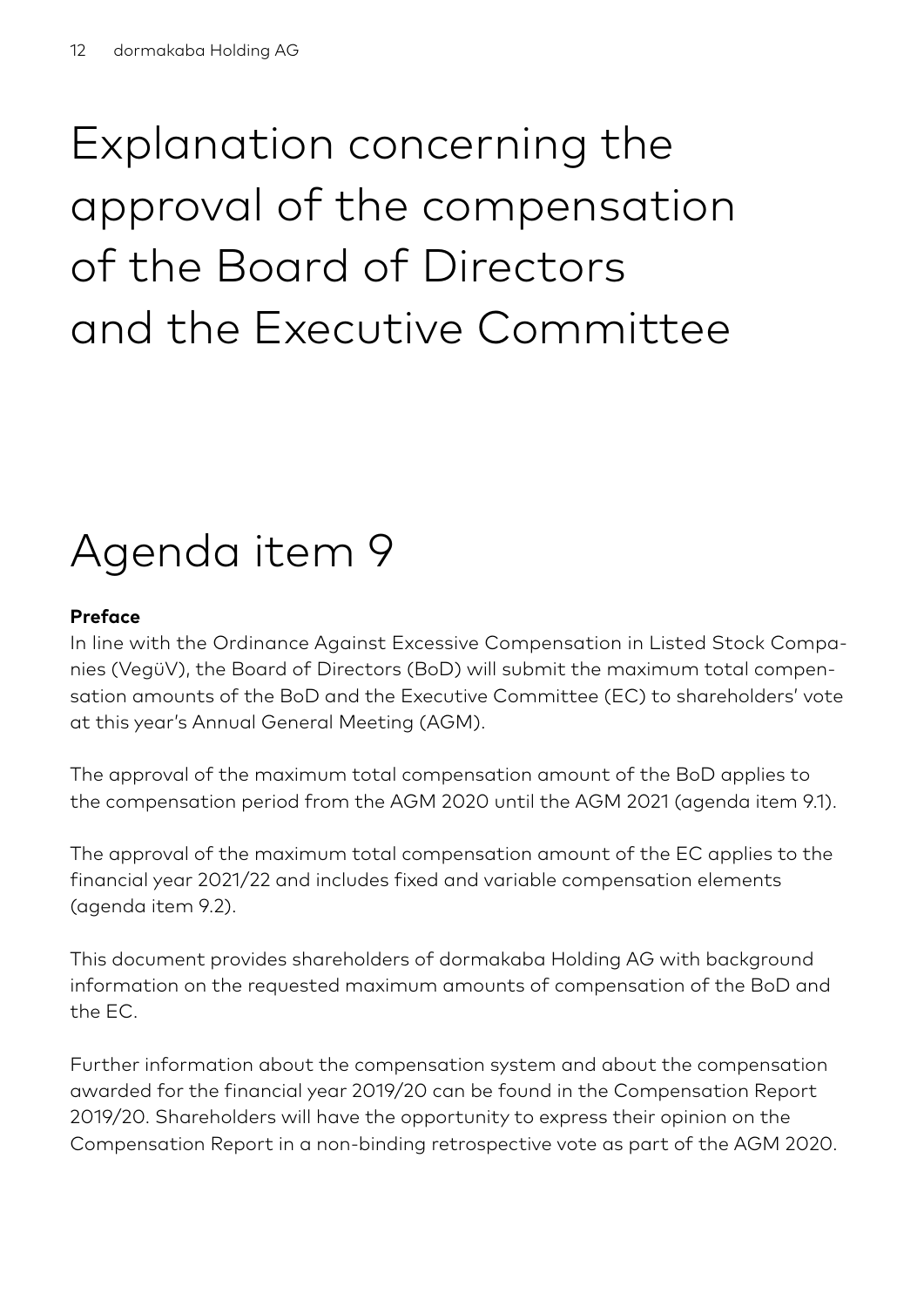# Explanation concerning the approval of the compensation of the Board of Directors and the Executive Committee

## Agenda item 9

**Preface**

In line with the Ordinance Against Excessive Compensation in Listed Stock Companies (VegüV), the Board of Directors (BoD) will submit the maximum total compensation amounts of the BoD and the Executive Committee (EC) to shareholders' vote at this year's Annual General Meeting (AGM).

The approval of the maximum total compensation amount of the BoD applies to the compensation period from the AGM 2020 until the AGM 2021 (agenda item 9.1).

The approval of the maximum total compensation amount of the EC applies to the financial year 2021/22 and includes fixed and variable compensation elements (agenda item 9.2).

This document provides shareholders of dormakaba Holding AG with background information on the requested maximum amounts of compensation of the BoD and the EC.

Further information about the compensation system and about the compensation awarded for the financial year 2019/20 can be found in the Compensation Report 2019/20. Shareholders will have the opportunity to express their opinion on the Compensation Report in a non-binding retrospective vote as part of the AGM 2020.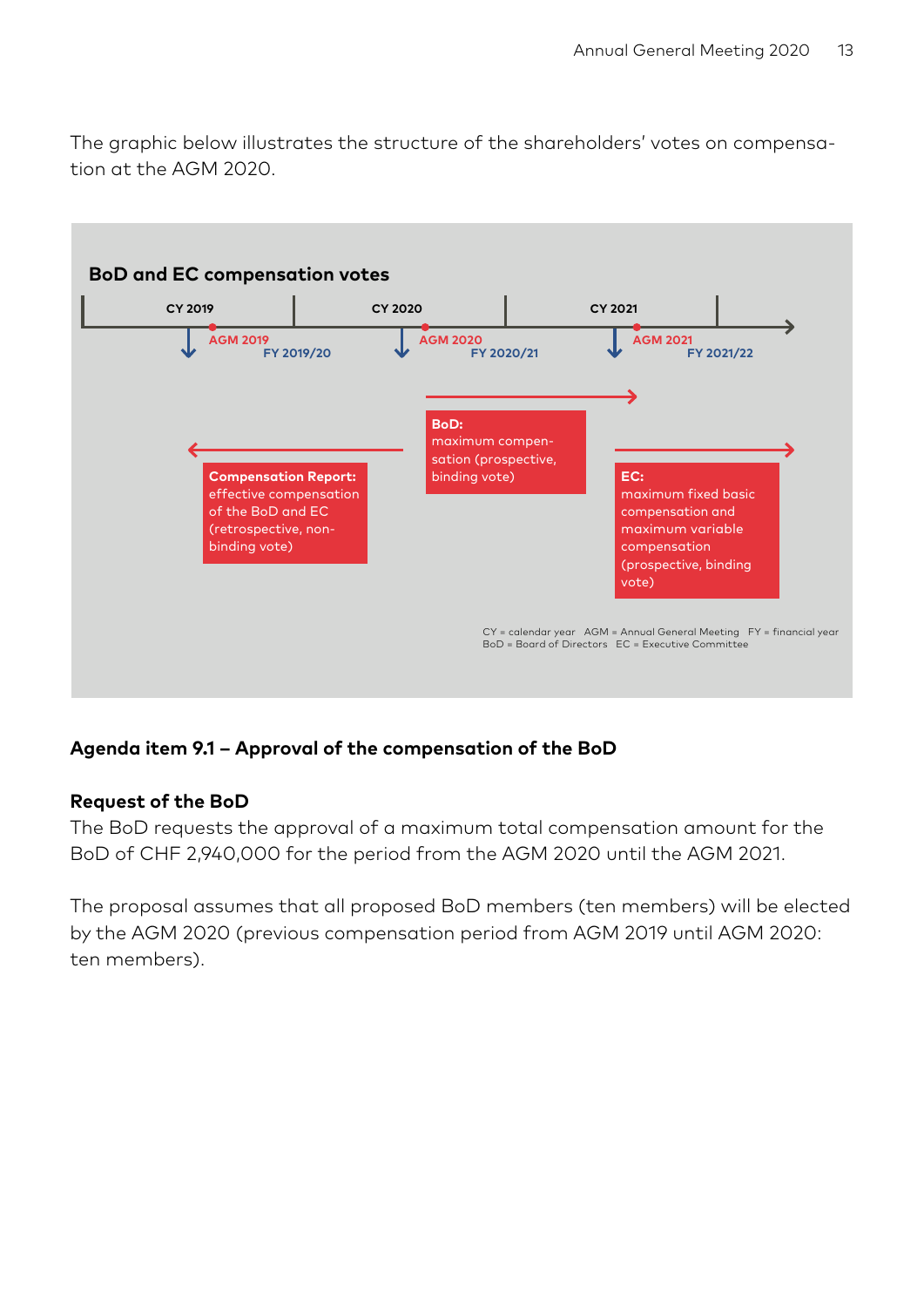The graphic below illustrates the structure of the shareholders' votes on compensation at the AGM 2020.

**BoD and EC compensation votes**

CY 2019 | CY 2020 | CY 2021

AGM 2019 | FY 2019/20 | AGM 2020 | FY 2020/21 | AGM 2021 | FY 2021/22

**BoD:** maximum compensation (prospective, binding vote)

**Compensation Report:** effective compensation of the BoD and EC (retrospective, non-binding vote)

**EC:** maximum fixed basic compensation and maximum variable compensation (prospective, binding vote)

CY = calendar year AGM = Annual General Meeting FY = financial year
BoD = Board of Directors EC = Executive Committee

### Agenda item 9.1 – Approval of the compensation of the BoD

**Request of the BoD**

The BoD requests the approval of a maximum total compensation amount for the BoD of CHF 2,940,000 for the period from the AGM 2020 until the AGM 2021.

The proposal assumes that all proposed BoD members (ten members) will be elected by the AGM 2020 (previous compensation period from AGM 2019 until AGM 2020: ten members).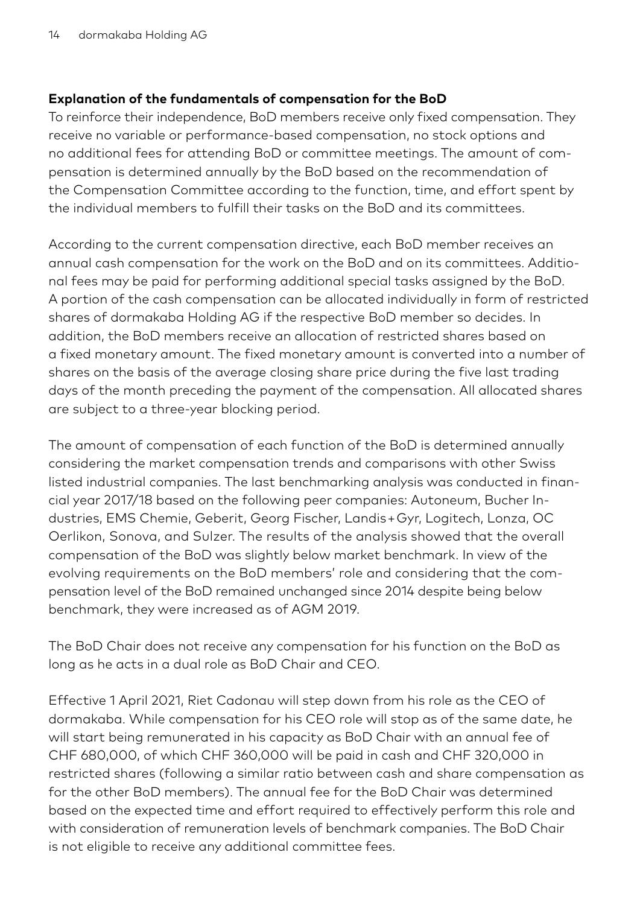### Explanation of the fundamentals of compensation for the BoD

To reinforce their independence, BoD members receive only fixed compensation. They receive no variable or performance-based compensation, no stock options and no additional fees for attending BoD or committee meetings. The amount of compensation is determined annually by the BoD based on the recommendation of the Compensation Committee according to the function, time, and effort spent by the individual members to fulfill their tasks on the BoD and its committees.

According to the current compensation directive, each BoD member receives an annual cash compensation for the work on the BoD and on its committees. Additional fees may be paid for performing additional special tasks assigned by the BoD. A portion of the cash compensation can be allocated individually in form of restricted shares of dormakaba Holding AG if the respective BoD member so decides. In addition, the BoD members receive an allocation of restricted shares based on a fixed monetary amount. The fixed monetary amount is converted into a number of shares on the basis of the average closing share price during the five last trading days of the month preceding the payment of the compensation. All allocated shares are subject to a three-year blocking period.

The amount of compensation of each function of the BoD is determined annually considering the market compensation trends and comparisons with other Swiss listed industrial companies. The last benchmarking analysis was conducted in financial year 2017/18 based on the following peer companies: Autoneum, Bucher Industries, EMS Chemie, Geberit, Georg Fischer, Landis+Gyr, Logitech, Lonza, OC Oerlikon, Sonova, and Sulzer. The results of the analysis showed that the overall compensation of the BoD was slightly below market benchmark. In view of the evolving requirements on the BoD members' role and considering that the compensation level of the BoD remained unchanged since 2014 despite being below benchmark, they were increased as of AGM 2019.

The BoD Chair does not receive any compensation for his function on the BoD as long as he acts in a dual role as BoD Chair and CEO.

Effective 1 April 2021, Riet Cadonau will step down from his role as the CEO of dormakaba. While compensation for his CEO role will stop as of the same date, he will start being remunerated in his capacity as BoD Chair with an annual fee of CHF 680,000, of which CHF 360,000 will be paid in cash and CHF 320,000 in restricted shares (following a similar ratio between cash and share compensation as for the other BoD members). The annual fee for the BoD Chair was determined based on the expected time and effort required to effectively perform this role and with consideration of remuneration levels of benchmark companies. The BoD Chair is not eligible to receive any additional committee fees.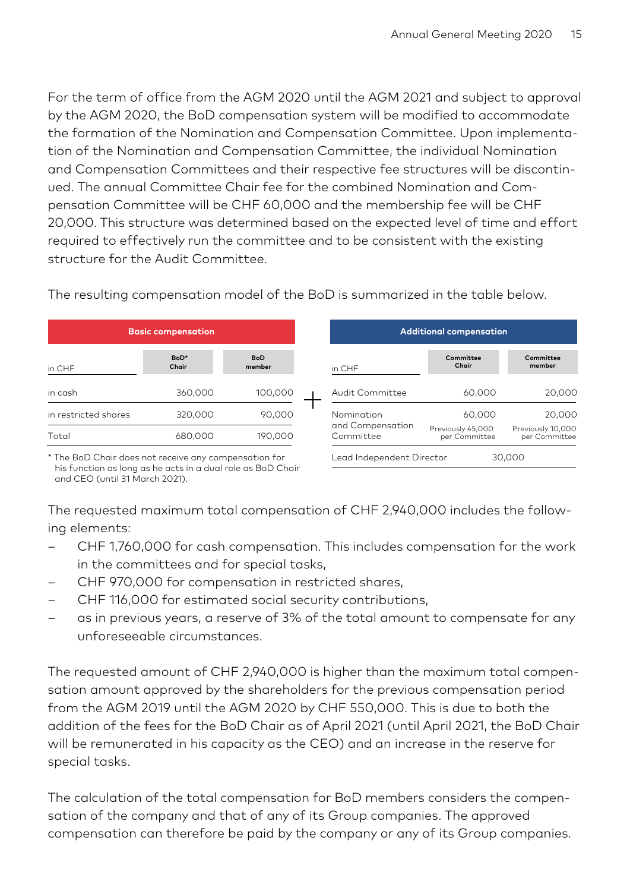For the term of office from the AGM 2020 until the AGM 2021 and subject to approval by the AGM 2020, the BoD compensation system will be modified to accommodate the formation of the Nomination and Compensation Committee. Upon implementation of the Nomination and Compensation Committee, the individual Nomination and Compensation Committees and their respective fee structures will be discontinued. The annual Committee Chair fee for the combined Nomination and Compensation Committee will be CHF 60,000 and the membership fee will be CHF 20,000. This structure was determined based on the expected level of time and effort required to effectively run the committee and to be consistent with the existing structure for the Audit Committee.

The resulting compensation model of the BoD is summarized in the table below.

**Basic compensation**

| in CHF | BoD* Chair | BoD member |
|---|---|---|
| in cash | 360,000 | 100,000 |
| in restricted shares | 320,000 | 90,000 |
| Total | 680,000 | 190,000 |

* The BoD Chair does not receive any compensation for his function as long as he acts in a dual role as BoD Chair and CEO (until 31 March 2021).

**+ Additional compensation**

| in CHF | Committee Chair | Committee member |
|---|---|---|
| Audit Committee | 60,000 | 20,000 |
| Nomination and Compensation Committee | 60,000<br>Previously 45,000 per Committee | 20,000<br>Previously 10,000 per Committee |
| Lead Independent Director | 30,000 | |

The requested maximum total compensation of CHF 2,940,000 includes the following elements:

- CHF 1,760,000 for cash compensation. This includes compensation for the work in the committees and for special tasks,
- CHF 970,000 for compensation in restricted shares,
- CHF 116,000 for estimated social security contributions,
- as in previous years, a reserve of 3% of the total amount to compensate for any unforeseeable circumstances.

The requested amount of CHF 2,940,000 is higher than the maximum total compensation amount approved by the shareholders for the previous compensation period from the AGM 2019 until the AGM 2020 by CHF 550,000. This is due to both the addition of the fees for the BoD Chair as of April 2021 (until April 2021, the BoD Chair will be remunerated in his capacity as the CEO) and an increase in the reserve for special tasks.

The calculation of the total compensation for BoD members considers the compensation of the company and that of any of its Group companies. The approved compensation can therefore be paid by the company or any of its Group companies.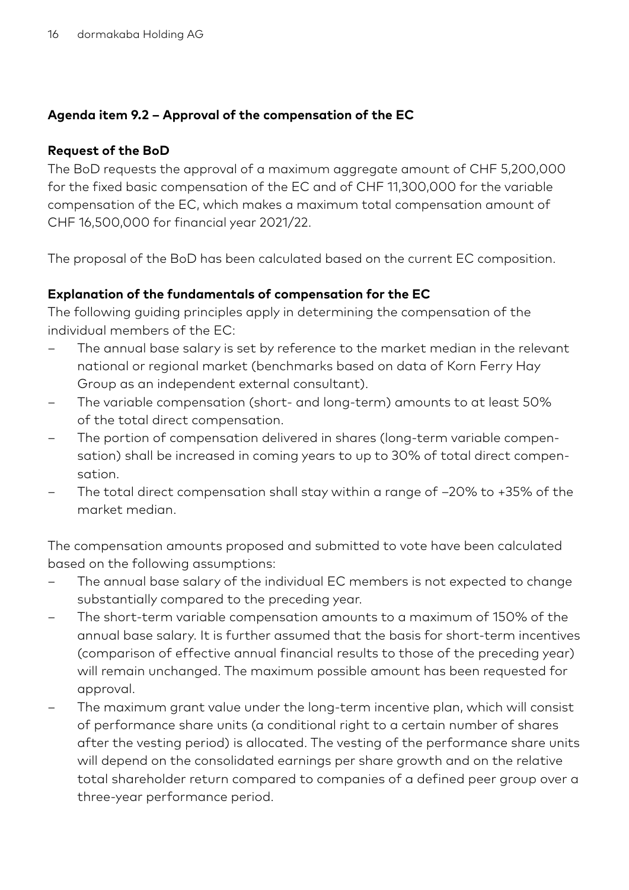### Agenda item 9.2 – Approval of the compensation of the EC

**Request of the BoD**

The BoD requests the approval of a maximum aggregate amount of CHF 5,200,000 for the fixed basic compensation of the EC and of CHF 11,300,000 for the variable compensation of the EC, which makes a maximum total compensation amount of CHF 16,500,000 for financial year 2021/22.

The proposal of the BoD has been calculated based on the current EC composition.

**Explanation of the fundamentals of compensation for the EC**

The following guiding principles apply in determining the compensation of the individual members of the EC:

- The annual base salary is set by reference to the market median in the relevant national or regional market (benchmarks based on data of Korn Ferry Hay Group as an independent external consultant).
- The variable compensation (short- and long-term) amounts to at least 50% of the total direct compensation.
- The portion of compensation delivered in shares (long-term variable compensation) shall be increased in coming years to up to 30% of total direct compensation.
- The total direct compensation shall stay within a range of –20% to +35% of the market median.

The compensation amounts proposed and submitted to vote have been calculated based on the following assumptions:

- The annual base salary of the individual EC members is not expected to change substantially compared to the preceding year.
- The short-term variable compensation amounts to a maximum of 150% of the annual base salary. It is further assumed that the basis for short-term incentives (comparison of effective annual financial results to those of the preceding year) will remain unchanged. The maximum possible amount has been requested for approval.
- The maximum grant value under the long-term incentive plan, which will consist of performance share units (a conditional right to a certain number of shares after the vesting period) is allocated. The vesting of the performance share units will depend on the consolidated earnings per share growth and on the relative total shareholder return compared to companies of a defined peer group over a three-year performance period.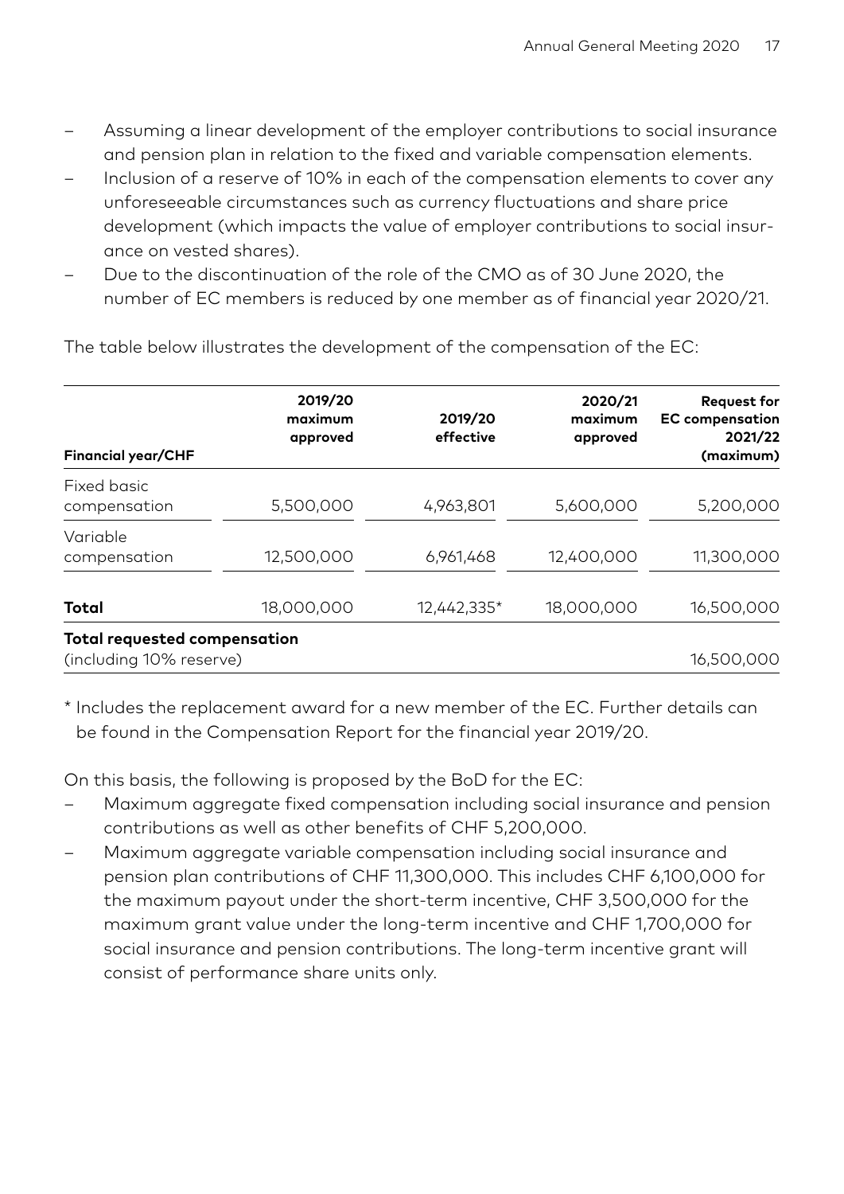- Assuming a linear development of the employer contributions to social insurance and pension plan in relation to the fixed and variable compensation elements.
- Inclusion of a reserve of 10% in each of the compensation elements to cover any unforeseeable circumstances such as currency fluctuations and share price development (which impacts the value of employer contributions to social insurance on vested shares).
- Due to the discontinuation of the role of the CMO as of 30 June 2020, the number of EC members is reduced by one member as of financial year 2020/21.

The table below illustrates the development of the compensation of the EC:

| Financial year/CHF | 2019/20 maximum approved | 2019/20 effective | 2020/21 maximum approved | Request for EC compensation 2021/22 (maximum) |
|---|---|---|---|---|
| Fixed basic compensation | 5,500,000 | 4,963,801 | 5,600,000 | 5,200,000 |
| Variable compensation | 12,500,000 | 6,961,468 | 12,400,000 | 11,300,000 |
| **Total** | 18,000,000 | 12,442,335* | 18,000,000 | 16,500,000 |
| **Total requested compensation** (including 10% reserve) | | | | 16,500,000 |

\* Includes the replacement award for a new member of the EC. Further details can be found in the Compensation Report for the financial year 2019/20.

On this basis, the following is proposed by the BoD for the EC:

- Maximum aggregate fixed compensation including social insurance and pension contributions as well as other benefits of CHF 5,200,000.
- Maximum aggregate variable compensation including social insurance and pension plan contributions of CHF 11,300,000. This includes CHF 6,100,000 for the maximum payout under the short-term incentive, CHF 3,500,000 for the maximum grant value under the long-term incentive and CHF 1,700,000 for social insurance and pension contributions. The long-term incentive grant will consist of performance share units only.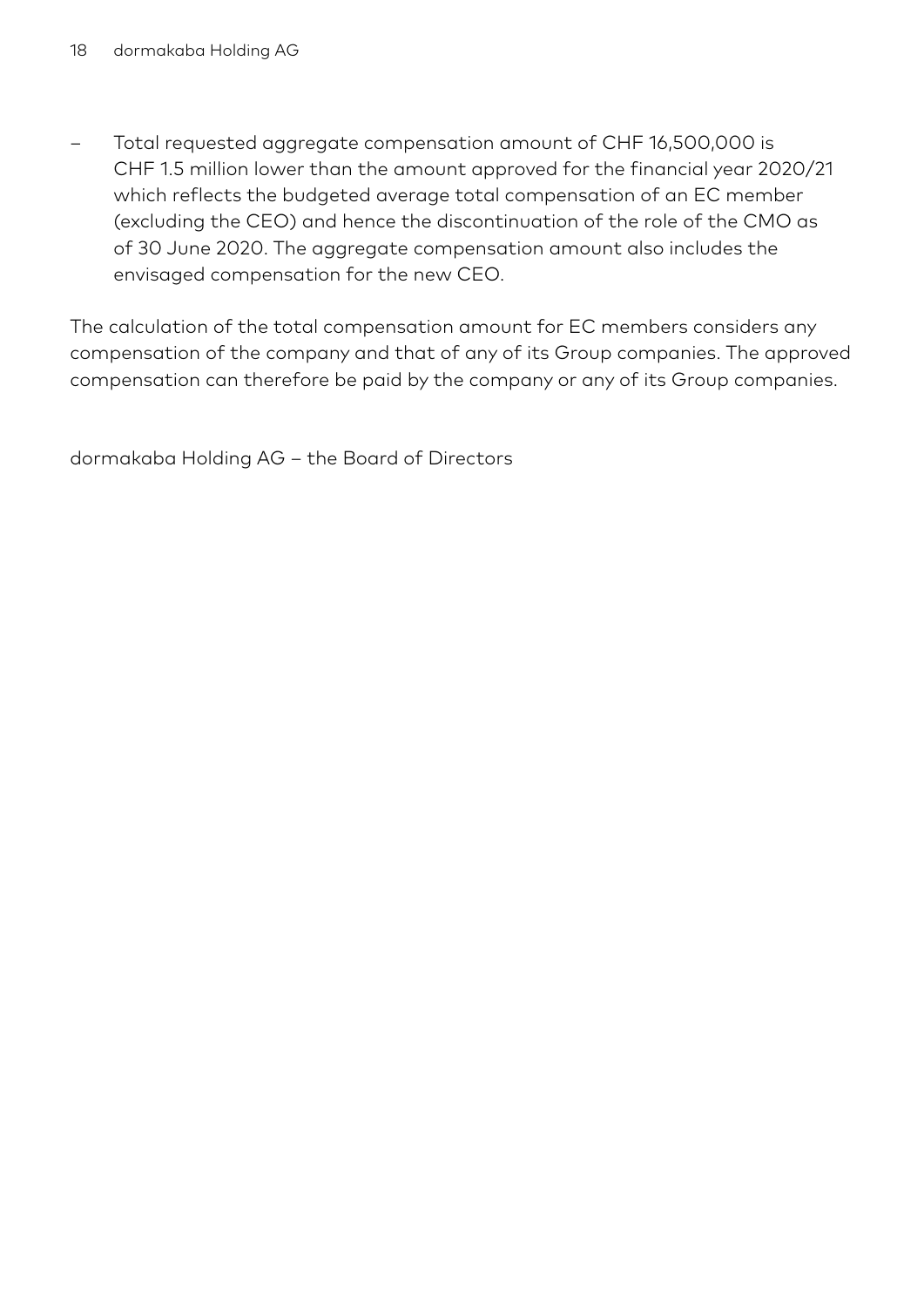- Total requested aggregate compensation amount of CHF 16,500,000 is CHF 1.5 million lower than the amount approved for the financial year 2020/21 which reflects the budgeted average total compensation of an EC member (excluding the CEO) and hence the discontinuation of the role of the CMO as of 30 June 2020. The aggregate compensation amount also includes the envisaged compensation for the new CEO.

The calculation of the total compensation amount for EC members considers any compensation of the company and that of any of its Group companies. The approved compensation can therefore be paid by the company or any of its Group companies.

dormakaba Holding AG – the Board of Directors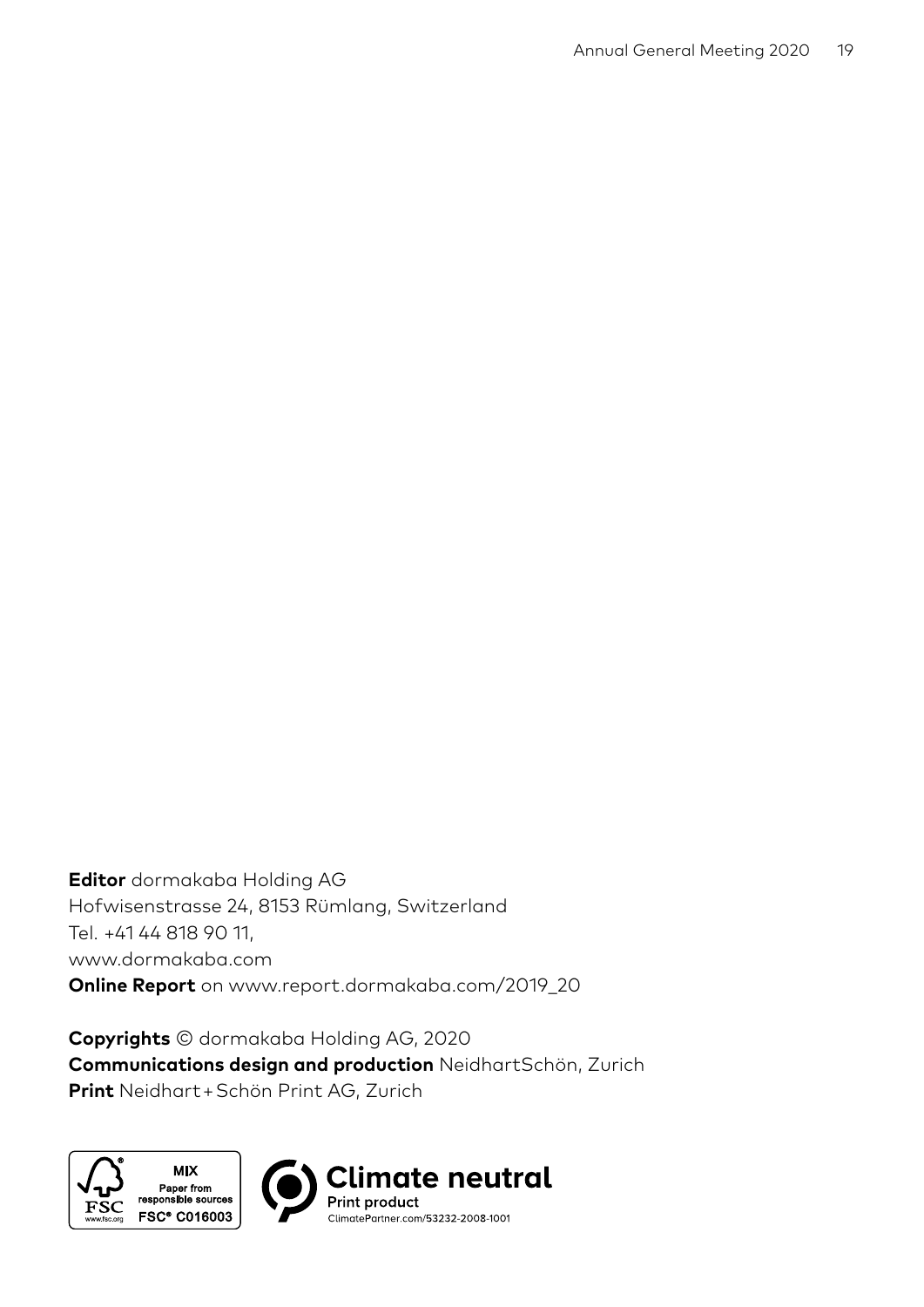**Editor** dormakaba Holding AG
Hofwisenstrasse 24, 8153 Rümlang, Switzerland
Tel. +41 44 818 90 11,
www.dormakaba.com
**Online Report** on www.report.dormakaba.com/2019_20

**Copyrights** © dormakaba Holding AG, 2020
**Communications design and production** NeidhartSchön, Zurich
**Print** Neidhart + Schön Print AG, Zurich

MIX
Paper from responsible sources
FSC® C016003

Climate neutral
Print product
ClimatePartner.com/53232-2008-1001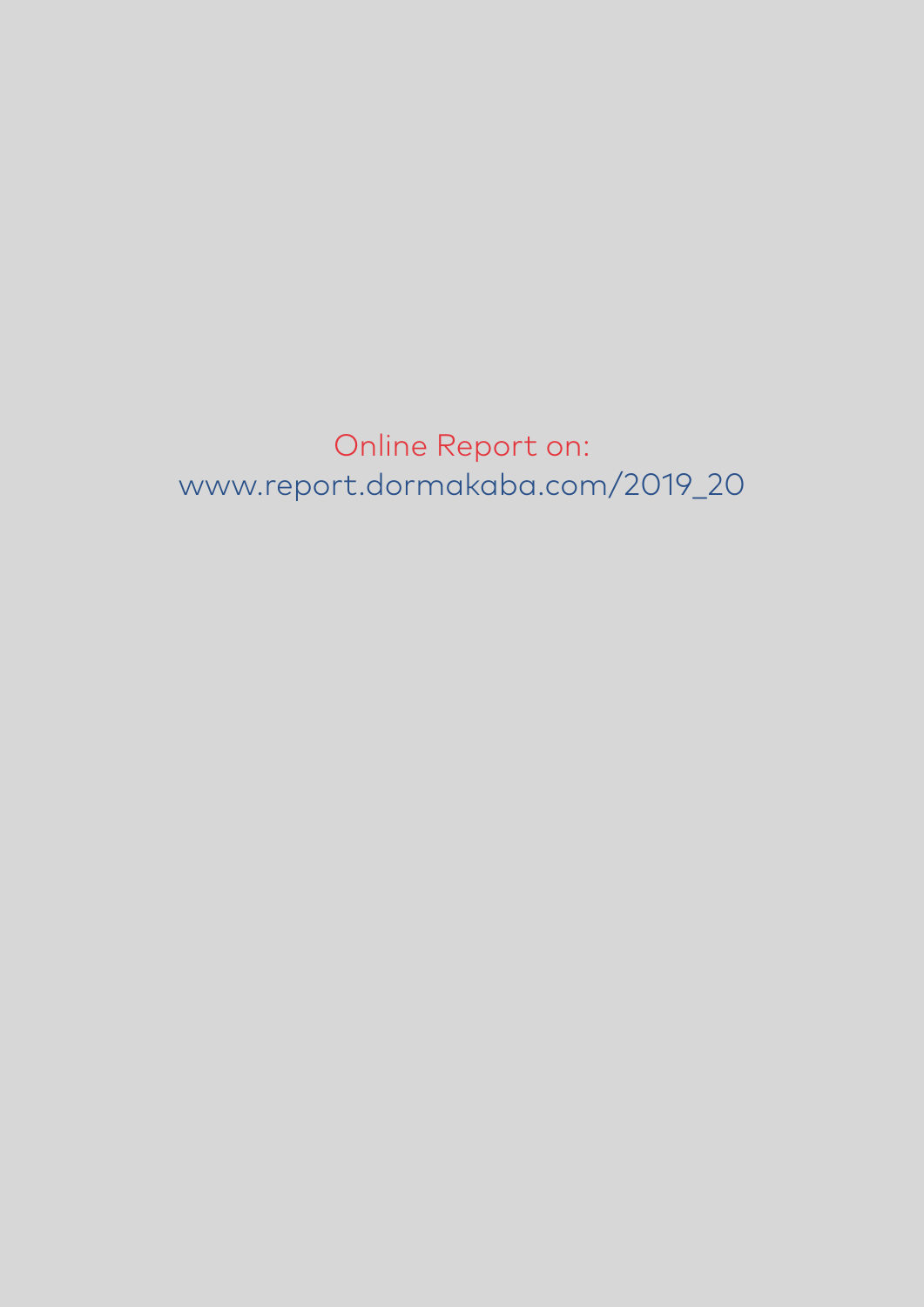Online Report on:
www.report.dormakaba.com/2019_20